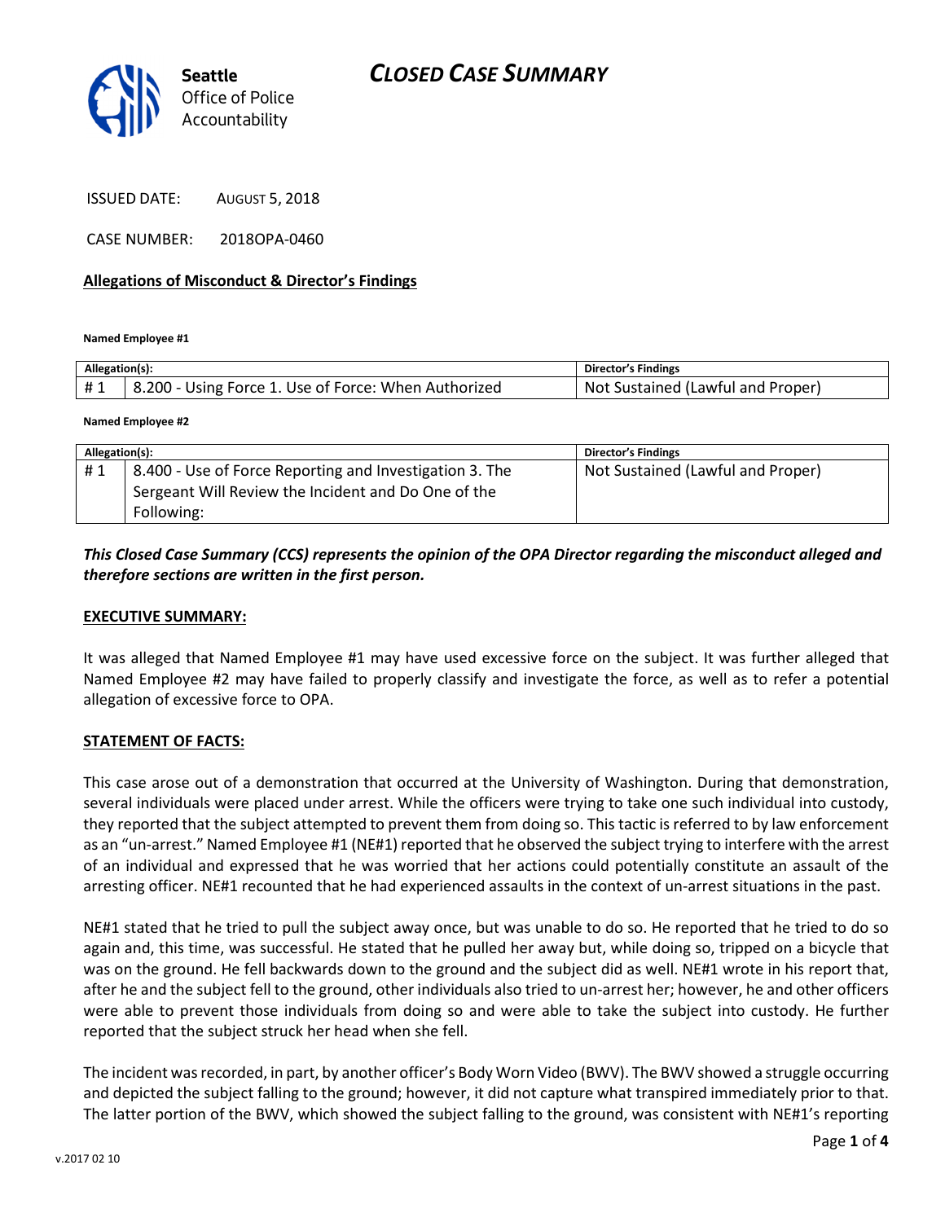# CLOSED CASE SUMMARY

Seattle Office of Police Accountability

ISSUED DATE: AUGUST 5, 2018

CASE NUMBER: 2018OPA-0460

## Allegations of Misconduct & Director's Findings

**Named Employee #1**

| Allegation(s): | | Director's Findings |
|---|---|---|
| # 1 | 8.200 - Using Force 1. Use of Force: When Authorized | Not Sustained (Lawful and Proper) |

**Named Employee #2**

| Allegation(s): | | Director's Findings |
|---|---|---|
| # 1 | 8.400 - Use of Force Reporting and Investigation 3. The Sergeant Will Review the Incident and Do One of the Following: | Not Sustained (Lawful and Proper) |

***This Closed Case Summary (CCS) represents the opinion of the OPA Director regarding the misconduct alleged and therefore sections are written in the first person.***

**EXECUTIVE SUMMARY:**

It was alleged that Named Employee #1 may have used excessive force on the subject. It was further alleged that Named Employee #2 may have failed to properly classify and investigate the force, as well as to refer a potential allegation of excessive force to OPA.

**STATEMENT OF FACTS:**

This case arose out of a demonstration that occurred at the University of Washington. During that demonstration, several individuals were placed under arrest. While the officers were trying to take one such individual into custody, they reported that the subject attempted to prevent them from doing so. This tactic is referred to by law enforcement as an "un-arrest." Named Employee #1 (NE#1) reported that he observed the subject trying to interfere with the arrest of an individual and expressed that he was worried that her actions could potentially constitute an assault of the arresting officer. NE#1 recounted that he had experienced assaults in the context of un-arrest situations in the past.

NE#1 stated that he tried to pull the subject away once, but was unable to do so. He reported that he tried to do so again and, this time, was successful. He stated that he pulled her away but, while doing so, tripped on a bicycle that was on the ground. He fell backwards down to the ground and the subject did as well. NE#1 wrote in his report that, after he and the subject fell to the ground, other individuals also tried to un-arrest her; however, he and other officers were able to prevent those individuals from doing so and were able to take the subject into custody. He further reported that the subject struck her head when she fell.

The incident was recorded, in part, by another officer's Body Worn Video (BWV). The BWV showed a struggle occurring and depicted the subject falling to the ground; however, it did not capture what transpired immediately prior to that. The latter portion of the BWV, which showed the subject falling to the ground, was consistent with NE#1's reporting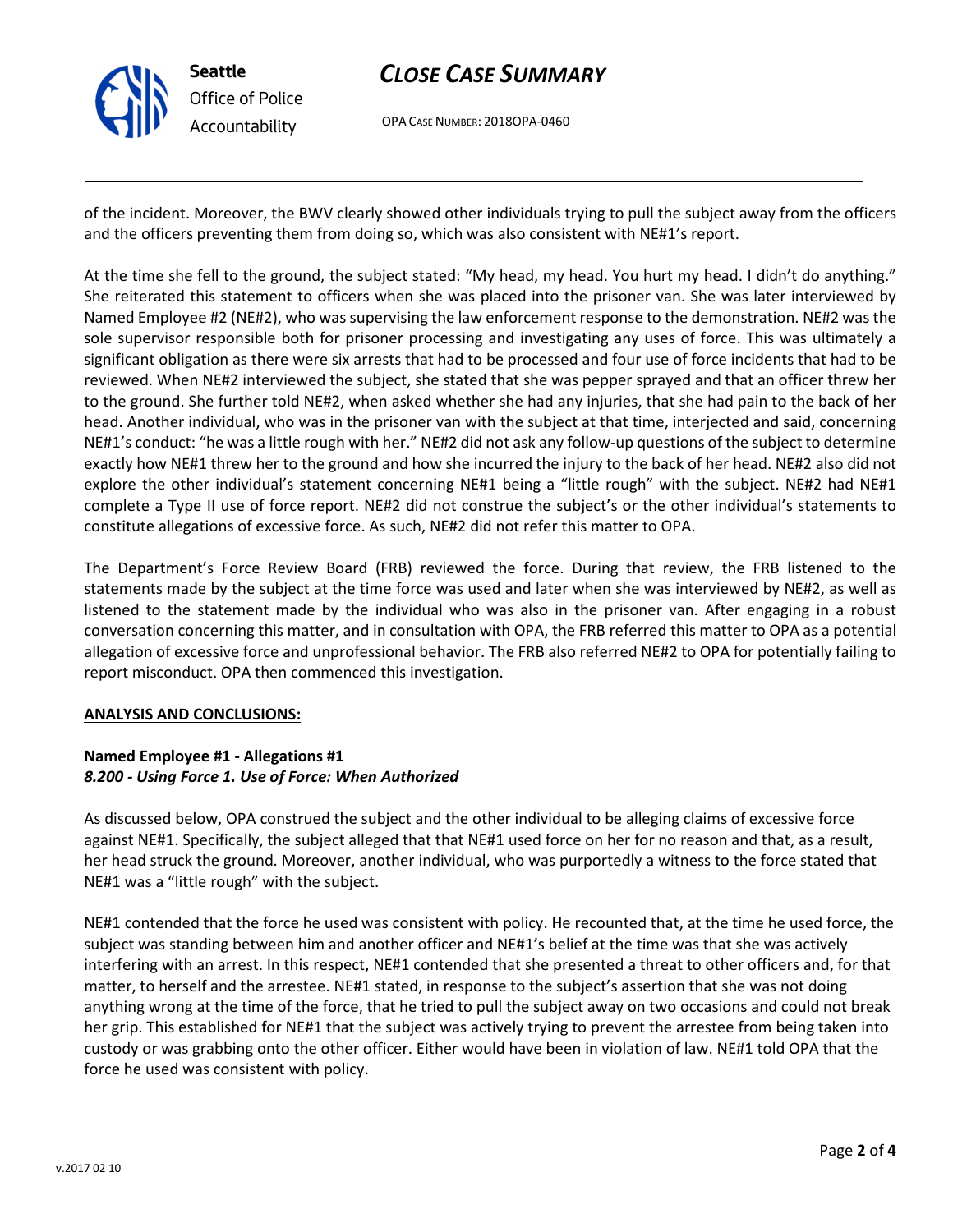of the incident. Moreover, the BWV clearly showed other individuals trying to pull the subject away from the officers and the officers preventing them from doing so, which was also consistent with NE#1's report.

At the time she fell to the ground, the subject stated: "My head, my head. You hurt my head. I didn't do anything." She reiterated this statement to officers when she was placed into the prisoner van. She was later interviewed by Named Employee #2 (NE#2), who was supervising the law enforcement response to the demonstration. NE#2 was the sole supervisor responsible both for prisoner processing and investigating any uses of force. This was ultimately a significant obligation as there were six arrests that had to be processed and four use of force incidents that had to be reviewed. When NE#2 interviewed the subject, she stated that she was pepper sprayed and that an officer threw her to the ground. She further told NE#2, when asked whether she had any injuries, that she had pain to the back of her head. Another individual, who was in the prisoner van with the subject at that time, interjected and said, concerning NE#1's conduct: "he was a little rough with her." NE#2 did not ask any follow-up questions of the subject to determine exactly how NE#1 threw her to the ground and how she incurred the injury to the back of her head. NE#2 also did not explore the other individual's statement concerning NE#1 being a "little rough" with the subject. NE#2 had NE#1 complete a Type II use of force report. NE#2 did not construe the subject's or the other individual's statements to constitute allegations of excessive force. As such, NE#2 did not refer this matter to OPA.

The Department's Force Review Board (FRB) reviewed the force. During that review, the FRB listened to the statements made by the subject at the time force was used and later when she was interviewed by NE#2, as well as listened to the statement made by the individual who was also in the prisoner van. After engaging in a robust conversation concerning this matter, and in consultation with OPA, the FRB referred this matter to OPA as a potential allegation of excessive force and unprofessional behavior. The FRB also referred NE#2 to OPA for potentially failing to report misconduct. OPA then commenced this investigation.

**ANALYSIS AND CONCLUSIONS:**

**Named Employee #1 - Allegations #1**
***8.200 - Using Force 1. Use of Force: When Authorized***

As discussed below, OPA construed the subject and the other individual to be alleging claims of excessive force against NE#1. Specifically, the subject alleged that that NE#1 used force on her for no reason and that, as a result, her head struck the ground. Moreover, another individual, who was purportedly a witness to the force stated that NE#1 was a "little rough" with the subject.

NE#1 contended that the force he used was consistent with policy. He recounted that, at the time he used force, the subject was standing between him and another officer and NE#1's belief at the time was that she was actively interfering with an arrest. In this respect, NE#1 contended that she presented a threat to other officers and, for that matter, to herself and the arrestee. NE#1 stated, in response to the subject's assertion that she was not doing anything wrong at the time of the force, that he tried to pull the subject away on two occasions and could not break her grip. This established for NE#1 that the subject was actively trying to prevent the arrestee from being taken into custody or was grabbing onto the other officer. Either would have been in violation of law. NE#1 told OPA that the force he used was consistent with policy.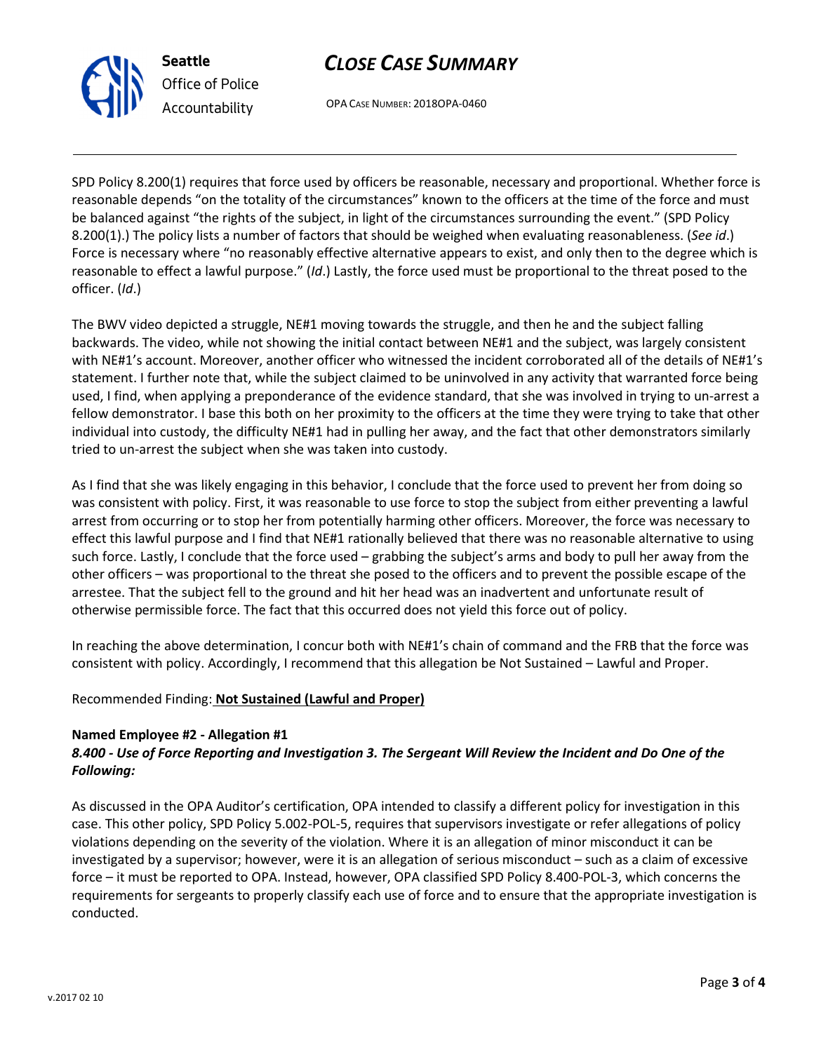SPD Policy 8.200(1) requires that force used by officers be reasonable, necessary and proportional. Whether force is reasonable depends "on the totality of the circumstances" known to the officers at the time of the force and must be balanced against "the rights of the subject, in light of the circumstances surrounding the event." (SPD Policy 8.200(1).) The policy lists a number of factors that should be weighed when evaluating reasonableness. (*See id*.) Force is necessary where "no reasonably effective alternative appears to exist, and only then to the degree which is reasonable to effect a lawful purpose." (*Id*.) Lastly, the force used must be proportional to the threat posed to the officer. (*Id*.)

The BWV video depicted a struggle, NE#1 moving towards the struggle, and then he and the subject falling backwards. The video, while not showing the initial contact between NE#1 and the subject, was largely consistent with NE#1's account. Moreover, another officer who witnessed the incident corroborated all of the details of NE#1's statement. I further note that, while the subject claimed to be uninvolved in any activity that warranted force being used, I find, when applying a preponderance of the evidence standard, that she was involved in trying to un-arrest a fellow demonstrator. I base this both on her proximity to the officers at the time they were trying to take that other individual into custody, the difficulty NE#1 had in pulling her away, and the fact that other demonstrators similarly tried to un-arrest the subject when she was taken into custody.

As I find that she was likely engaging in this behavior, I conclude that the force used to prevent her from doing so was consistent with policy. First, it was reasonable to use force to stop the subject from either preventing a lawful arrest from occurring or to stop her from potentially harming other officers. Moreover, the force was necessary to effect this lawful purpose and I find that NE#1 rationally believed that there was no reasonable alternative to using such force. Lastly, I conclude that the force used – grabbing the subject's arms and body to pull her away from the other officers – was proportional to the threat she posed to the officers and to prevent the possible escape of the arrestee. That the subject fell to the ground and hit her head was an inadvertent and unfortunate result of otherwise permissible force. The fact that this occurred does not yield this force out of policy.

In reaching the above determination, I concur both with NE#1's chain of command and the FRB that the force was consistent with policy. Accordingly, I recommend that this allegation be Not Sustained – Lawful and Proper.

Recommended Finding: **Not Sustained (Lawful and Proper)**

**Named Employee #2 - Allegation #1**
***8.400 - Use of Force Reporting and Investigation 3. The Sergeant Will Review the Incident and Do One of the Following:***

As discussed in the OPA Auditor's certification, OPA intended to classify a different policy for investigation in this case. This other policy, SPD Policy 5.002-POL-5, requires that supervisors investigate or refer allegations of policy violations depending on the severity of the violation. Where it is an allegation of minor misconduct it can be investigated by a supervisor; however, were it is an allegation of serious misconduct – such as a claim of excessive force – it must be reported to OPA. Instead, however, OPA classified SPD Policy 8.400-POL-3, which concerns the requirements for sergeants to properly classify each use of force and to ensure that the appropriate investigation is conducted.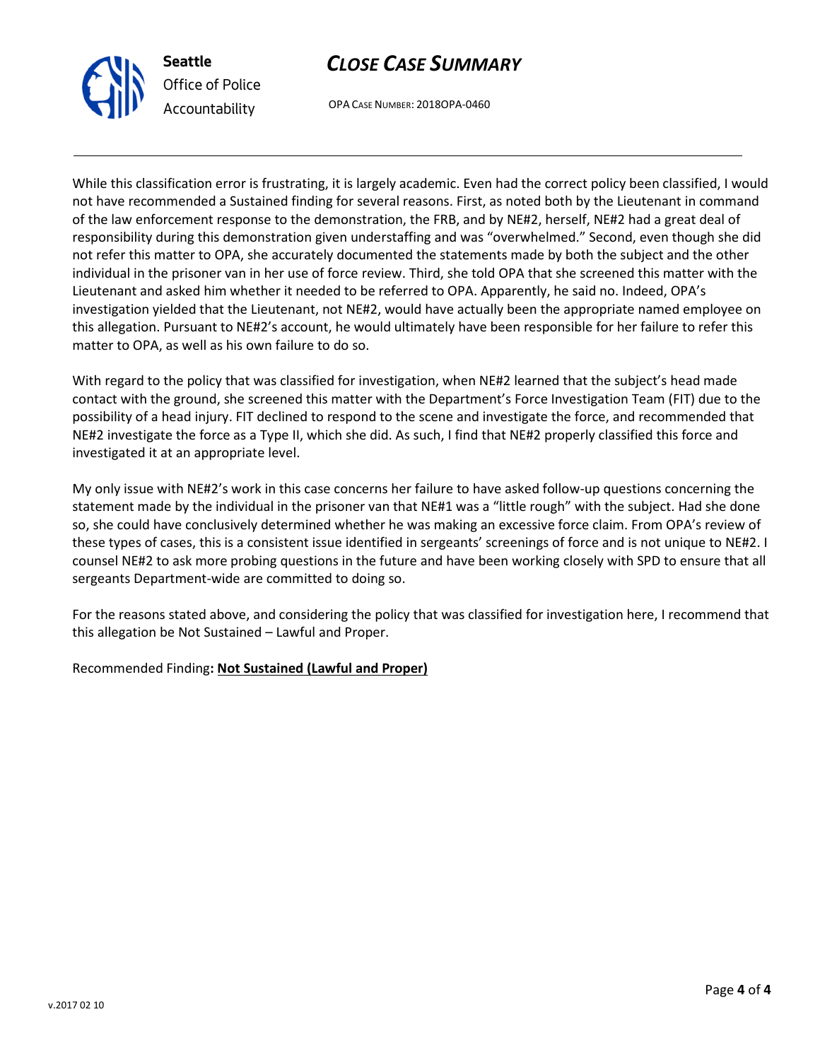While this classification error is frustrating, it is largely academic. Even had the correct policy been classified, I would not have recommended a Sustained finding for several reasons. First, as noted both by the Lieutenant in command of the law enforcement response to the demonstration, the FRB, and by NE#2, herself, NE#2 had a great deal of responsibility during this demonstration given understaffing and was "overwhelmed." Second, even though she did not refer this matter to OPA, she accurately documented the statements made by both the subject and the other individual in the prisoner van in her use of force review. Third, she told OPA that she screened this matter with the Lieutenant and asked him whether it needed to be referred to OPA. Apparently, he said no. Indeed, OPA's investigation yielded that the Lieutenant, not NE#2, would have actually been the appropriate named employee on this allegation. Pursuant to NE#2's account, he would ultimately have been responsible for her failure to refer this matter to OPA, as well as his own failure to do so.

With regard to the policy that was classified for investigation, when NE#2 learned that the subject's head made contact with the ground, she screened this matter with the Department's Force Investigation Team (FIT) due to the possibility of a head injury. FIT declined to respond to the scene and investigate the force, and recommended that NE#2 investigate the force as a Type II, which she did. As such, I find that NE#2 properly classified this force and investigated it at an appropriate level.

My only issue with NE#2's work in this case concerns her failure to have asked follow-up questions concerning the statement made by the individual in the prisoner van that NE#1 was a "little rough" with the subject. Had she done so, she could have conclusively determined whether he was making an excessive force claim. From OPA's review of these types of cases, this is a consistent issue identified in sergeants' screenings of force and is not unique to NE#2. I counsel NE#2 to ask more probing questions in the future and have been working closely with SPD to ensure that all sergeants Department-wide are committed to doing so.

For the reasons stated above, and considering the policy that was classified for investigation here, I recommend that this allegation be Not Sustained – Lawful and Proper.

Recommended Finding**: <u>Not Sustained (Lawful and Proper)</u>**